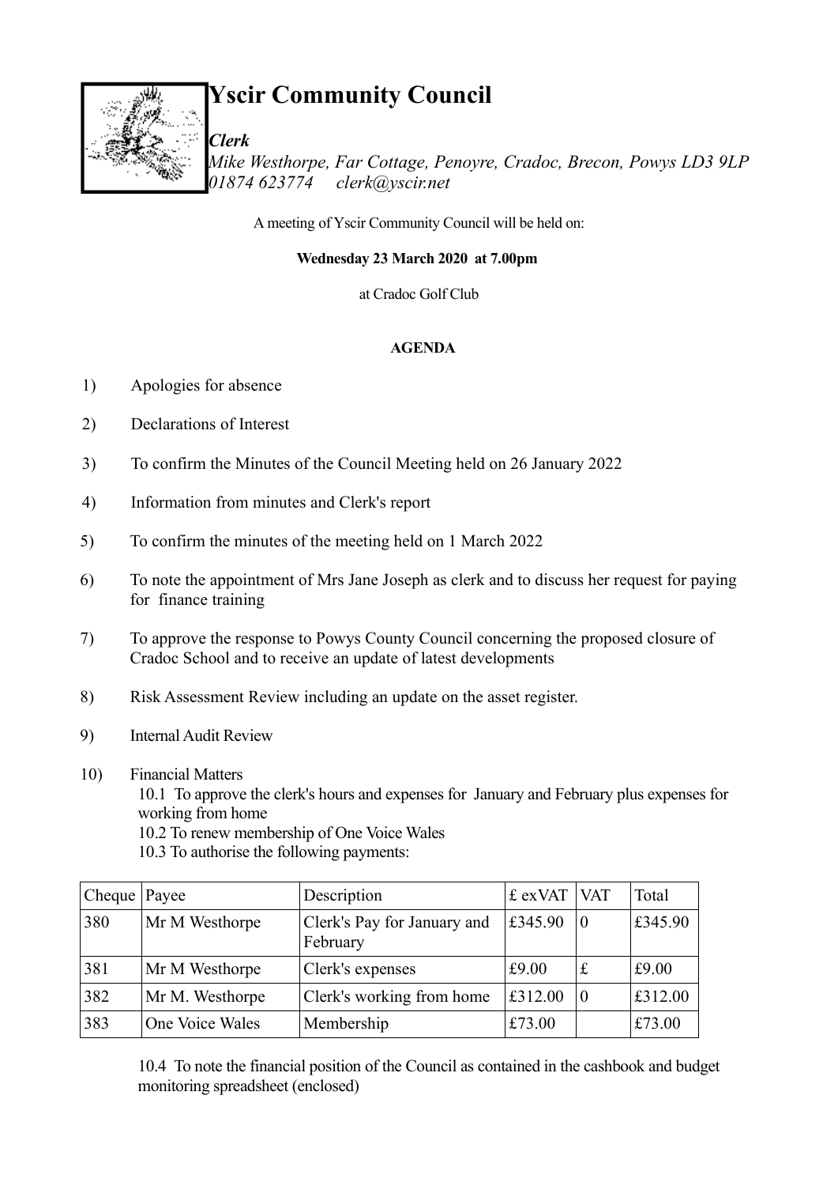# Yscir Community Council

***Clerk***
*Mike Westhorpe, Far Cottage, Penoyre, Cradoc, Brecon, Powys LD3 9LP*
*01874 623774 clerk@yscir.net*

A meeting of Yscir Community Council will be held on:

**Wednesday 23 March 2020 at 7.00pm**

at Cradoc Golf Club

**AGENDA**

1) Apologies for absence

2) Declarations of Interest

3) To confirm the Minutes of the Council Meeting held on 26 January 2022

4) Information from minutes and Clerk's report

5) To confirm the minutes of the meeting held on 1 March 2022

6) To note the appointment of Mrs Jane Joseph as clerk and to discuss her request for paying for finance training

7) To approve the response to Powys County Council concerning the proposed closure of Cradoc School and to receive an update of latest developments

8) Risk Assessment Review including an update on the asset register.

9) Internal Audit Review

10) Financial Matters

10.1 To approve the clerk's hours and expenses for January and February plus expenses for working from home

10.2 To renew membership of One Voice Wales

10.3 To authorise the following payments:

| Cheque | Payee | Description | £ exVAT | VAT | Total |
|---|---|---|---|---|---|
| 380 | Mr M Westhorpe | Clerk's Pay for January and February | £345.90 | 0 | £345.90 |
| 381 | Mr M Westhorpe | Clerk's expenses | £9.00 | £ | £9.00 |
| 382 | Mr M. Westhorpe | Clerk's working from home | £312.00 | 0 | £312.00 |
| 383 | One Voice Wales | Membership | £73.00 | | £73.00 |

10.4 To note the financial position of the Council as contained in the cashbook and budget monitoring spreadsheet (enclosed)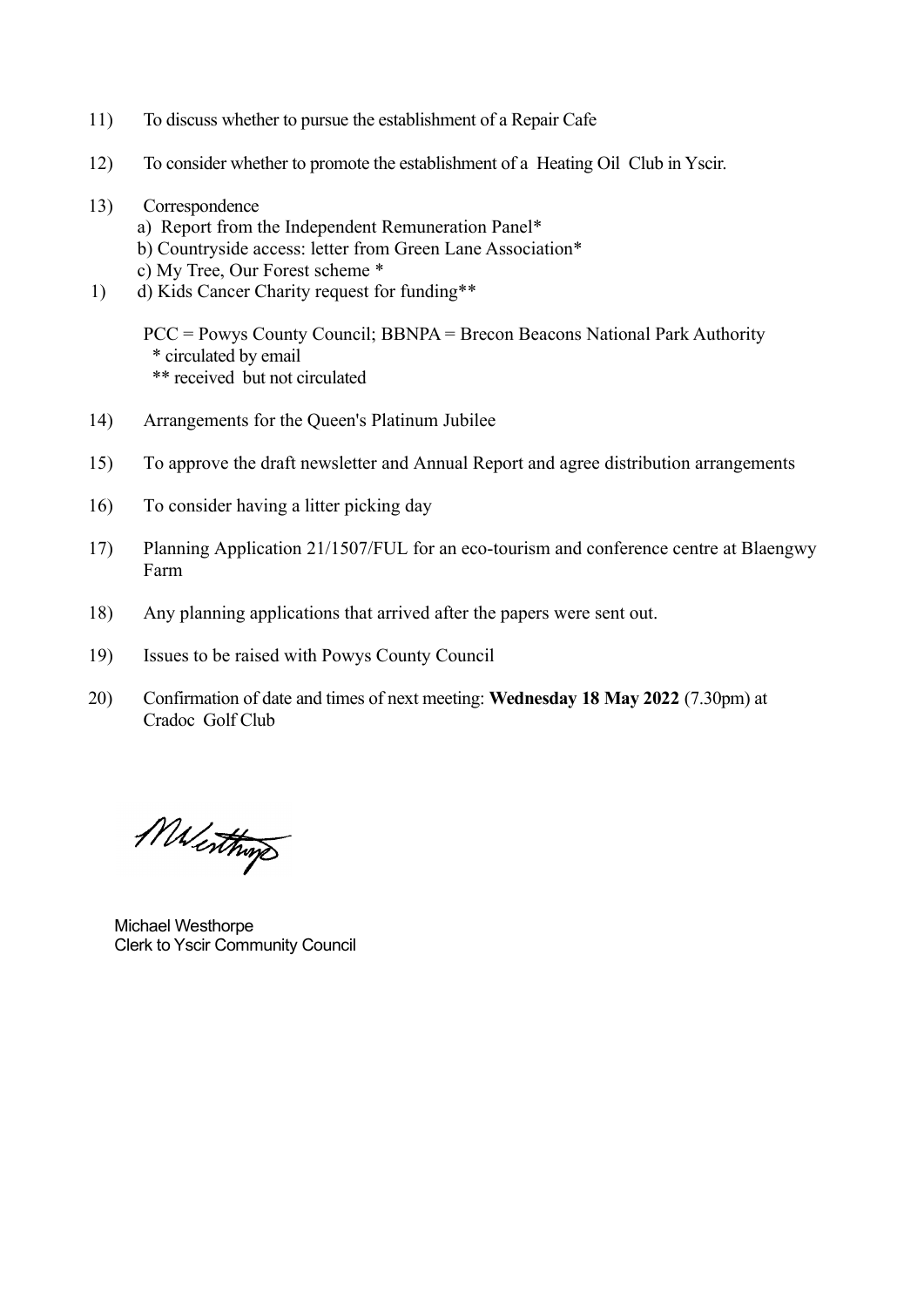11) To discuss whether to pursue the establishment of a Repair Cafe

12) To consider whether to promote the establishment of a Heating Oil Club in Yscir.

13) Correspondence
    a) Report from the Independent Remuneration Panel*
    b) Countryside access: letter from Green Lane Association*
    c) My Tree, Our Forest scheme *
1) d) Kids Cancer Charity request for funding**

    PCC = Powys County Council; BBNPA = Brecon Beacons National Park Authority
    * circulated by email
    ** received but not circulated

14) Arrangements for the Queen's Platinum Jubilee

15) To approve the draft newsletter and Annual Report and agree distribution arrangements

16) To consider having a litter picking day

17) Planning Application 21/1507/FUL for an eco-tourism and conference centre at Blaengwy Farm

18) Any planning applications that arrived after the papers were sent out.

19) Issues to be raised with Powys County Council

20) Confirmation of date and times of next meeting: **Wednesday 18 May 2022** (7.30pm) at Cradoc Golf Club

MWesthorpe

Michael Westhorpe
Clerk to Yscir Community Council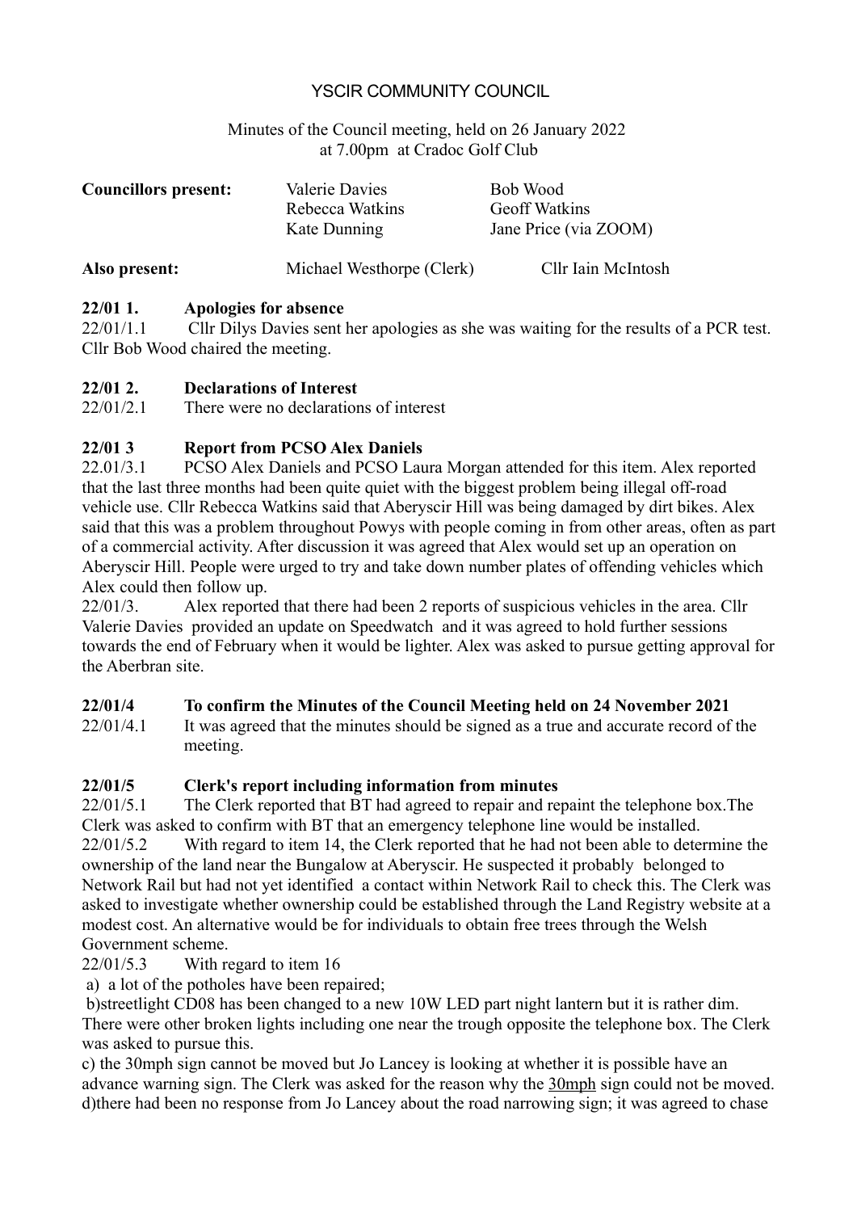# YSCIR COMMUNITY COUNCIL

Minutes of the Council meeting, held on 26 January 2022 at 7.00pm at Cradoc Golf Club

| | | |
|---|---|---|
| **Councillors present:** | Valerie Davies | Bob Wood |
| | Rebecca Watkins | Geoff Watkins |
| | Kate Dunning | Jane Price (via ZOOM) |
| **Also present:** | Michael Westhorpe (Clerk) | Cllr Iain McIntosh |

**22/01 1. Apologies for absence**

22/01/1.1 Cllr Dilys Davies sent her apologies as she was waiting for the results of a PCR test. Cllr Bob Wood chaired the meeting.

**22/01 2. Declarations of Interest**

22/01/2.1 There were no declarations of interest

**22/01 3 Report from PCSO Alex Daniels**

22.01/3.1 PCSO Alex Daniels and PCSO Laura Morgan attended for this item. Alex reported that the last three months had been quite quiet with the biggest problem being illegal off-road vehicle use. Cllr Rebecca Watkins said that Aberyscir Hill was being damaged by dirt bikes. Alex said that this was a problem throughout Powys with people coming in from other areas, often as part of a commercial activity. After discussion it was agreed that Alex would set up an operation on Aberyscir Hill. People were urged to try and take down number plates of offending vehicles which Alex could then follow up.

22/01/3. Alex reported that there had been 2 reports of suspicious vehicles in the area. Cllr Valerie Davies provided an update on Speedwatch and it was agreed to hold further sessions towards the end of February when it would be lighter. Alex was asked to pursue getting approval for the Aberbran site.

**22/01/4 To confirm the Minutes of the Council Meeting held on 24 November 2021**

22/01/4.1 It was agreed that the minutes should be signed as a true and accurate record of the meeting.

**22/01/5 Clerk's report including information from minutes**

22/01/5.1 The Clerk reported that BT had agreed to repair and repaint the telephone box.The Clerk was asked to confirm with BT that an emergency telephone line would be installed.

22/01/5.2 With regard to item 14, the Clerk reported that he had not been able to determine the ownership of the land near the Bungalow at Aberyscir. He suspected it probably belonged to Network Rail but had not yet identified a contact within Network Rail to check this. The Clerk was asked to investigate whether ownership could be established through the Land Registry website at a modest cost. An alternative would be for individuals to obtain free trees through the Welsh Government scheme.

22/01/5.3 With regard to item 16

a) a lot of the potholes have been repaired;

b)streetlight CD08 has been changed to a new 10W LED part night lantern but it is rather dim. There were other broken lights including one near the trough opposite the telephone box. The Clerk was asked to pursue this.

c) the 30mph sign cannot be moved but Jo Lancey is looking at whether it is possible have an advance warning sign. The Clerk was asked for the reason why the 30mph sign could not be moved.

d)there had been no response from Jo Lancey about the road narrowing sign; it was agreed to chase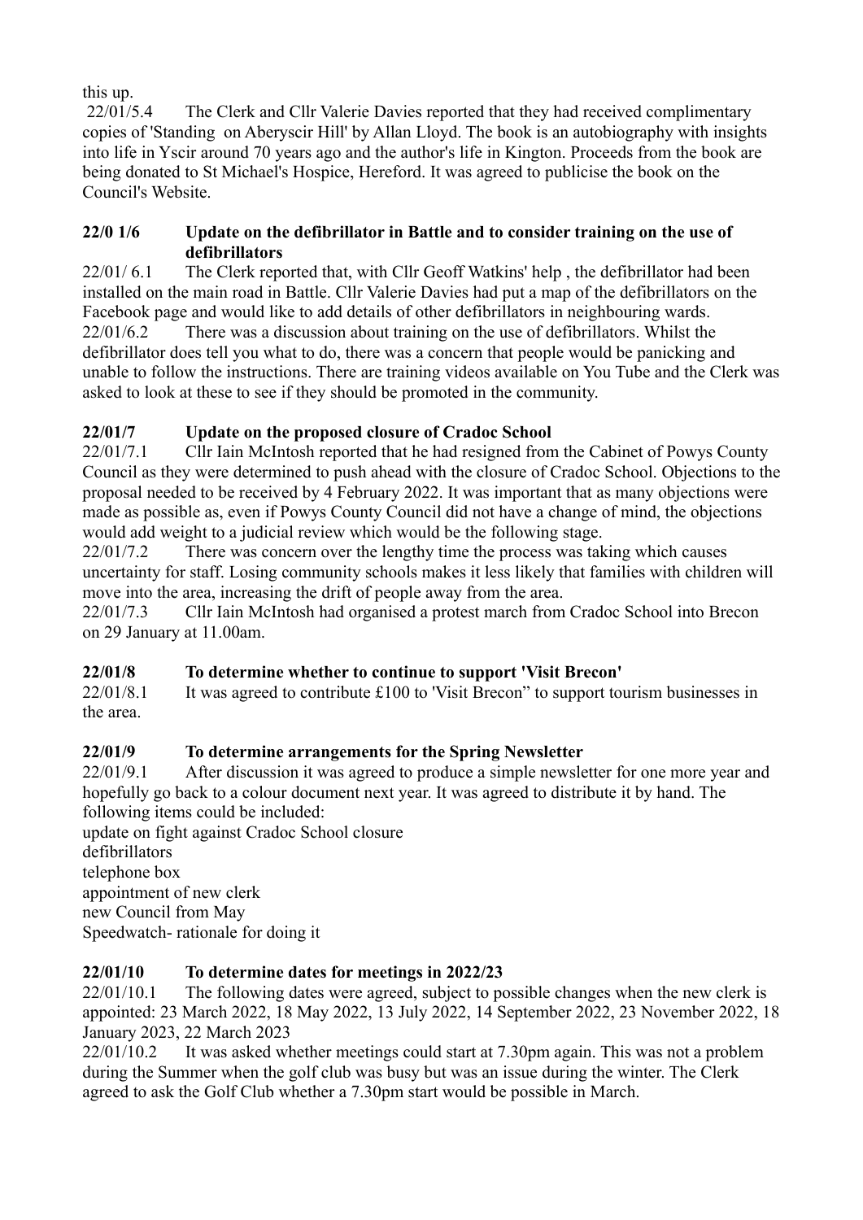this up.

22/01/5.4 The Clerk and Cllr Valerie Davies reported that they had received complimentary copies of 'Standing on Aberyscir Hill' by Allan Lloyd. The book is an autobiography with insights into life in Yscir around 70 years ago and the author's life in Kington. Proceeds from the book are being donated to St Michael's Hospice, Hereford. It was agreed to publicise the book on the Council's Website.

**22/0 1/6 Update on the defibrillator in Battle and to consider training on the use of defibrillators**

22/01/ 6.1 The Clerk reported that, with Cllr Geoff Watkins' help , the defibrillator had been installed on the main road in Battle. Cllr Valerie Davies had put a map of the defibrillators on the Facebook page and would like to add details of other defibrillators in neighbouring wards.

22/01/6.2 There was a discussion about training on the use of defibrillators. Whilst the defibrillator does tell you what to do, there was a concern that people would be panicking and unable to follow the instructions. There are training videos available on You Tube and the Clerk was asked to look at these to see if they should be promoted in the community.

**22/01/7 Update on the proposed closure of Cradoc School**

22/01/7.1 Cllr Iain McIntosh reported that he had resigned from the Cabinet of Powys County Council as they were determined to push ahead with the closure of Cradoc School. Objections to the proposal needed to be received by 4 February 2022. It was important that as many objections were made as possible as, even if Powys County Council did not have a change of mind, the objections would add weight to a judicial review which would be the following stage.

22/01/7.2 There was concern over the lengthy time the process was taking which causes uncertainty for staff. Losing community schools makes it less likely that families with children will move into the area, increasing the drift of people away from the area.

22/01/7.3 Cllr Iain McIntosh had organised a protest march from Cradoc School into Brecon on 29 January at 11.00am.

**22/01/8 To determine whether to continue to support 'Visit Brecon'**

22/01/8.1 It was agreed to contribute £100 to 'Visit Brecon" to support tourism businesses in the area.

**22/01/9 To determine arrangements for the Spring Newsletter**

22/01/9.1 After discussion it was agreed to produce a simple newsletter for one more year and hopefully go back to a colour document next year. It was agreed to distribute it by hand. The following items could be included:

update on fight against Cradoc School closure
defibrillators
telephone box
appointment of new clerk
new Council from May
Speedwatch- rationale for doing it

**22/01/10 To determine dates for meetings in 2022/23**

22/01/10.1 The following dates were agreed, subject to possible changes when the new clerk is appointed: 23 March 2022, 18 May 2022, 13 July 2022, 14 September 2022, 23 November 2022, 18 January 2023, 22 March 2023

22/01/10.2 It was asked whether meetings could start at 7.30pm again. This was not a problem during the Summer when the golf club was busy but was an issue during the winter. The Clerk agreed to ask the Golf Club whether a 7.30pm start would be possible in March.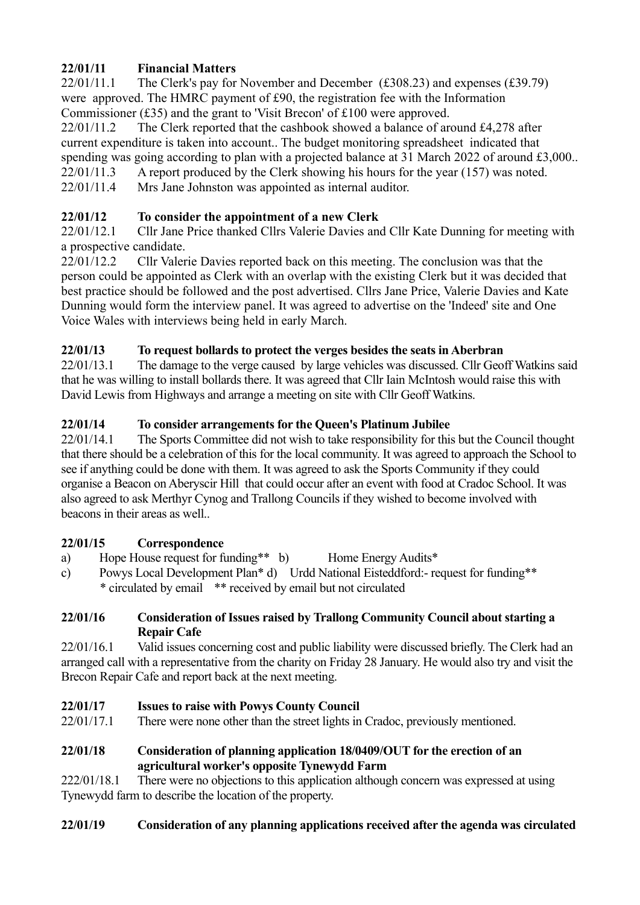### 22/01/11 Financial Matters

22/01/11.1 The Clerk's pay for November and December (£308.23) and expenses (£39.79) were approved. The HMRC payment of £90, the registration fee with the Information Commissioner (£35) and the grant to 'Visit Brecon' of £100 were approved.

22/01/11.2 The Clerk reported that the cashbook showed a balance of around £4,278 after current expenditure is taken into account.. The budget monitoring spreadsheet indicated that spending was going according to plan with a projected balance at 31 March 2022 of around £3,000..

22/01/11.3 A report produced by the Clerk showing his hours for the year (157) was noted.

22/01/11.4 Mrs Jane Johnston was appointed as internal auditor.

### 22/01/12 To consider the appointment of a new Clerk

22/01/12.1 Cllr Jane Price thanked Cllrs Valerie Davies and Cllr Kate Dunning for meeting with a prospective candidate.

22/01/12.2 Cllr Valerie Davies reported back on this meeting. The conclusion was that the person could be appointed as Clerk with an overlap with the existing Clerk but it was decided that best practice should be followed and the post advertised. Cllrs Jane Price, Valerie Davies and Kate Dunning would form the interview panel. It was agreed to advertise on the 'Indeed' site and One Voice Wales with interviews being held in early March.

### 22/01/13 To request bollards to protect the verges besides the seats in Aberbran

22/01/13.1 The damage to the verge caused by large vehicles was discussed. Cllr Geoff Watkins said that he was willing to install bollards there. It was agreed that Cllr Iain McIntosh would raise this with David Lewis from Highways and arrange a meeting on site with Cllr Geoff Watkins.

### 22/01/14 To consider arrangements for the Queen's Platinum Jubilee

22/01/14.1 The Sports Committee did not wish to take responsibility for this but the Council thought that there should be a celebration of this for the local community. It was agreed to approach the School to see if anything could be done with them. It was agreed to ask the Sports Community if they could organise a Beacon on Aberyscir Hill that could occur after an event with food at Cradoc School. It was also agreed to ask Merthyr Cynog and Trallong Councils if they wished to become involved with beacons in their areas as well..

### 22/01/15 Correspondence

a) Hope House request for funding** b) Home Energy Audits*

c) Powys Local Development Plan* d) Urdd National Eisteddford:- request for funding**

\* circulated by email ** received by email but not circulated

### 22/01/16 Consideration of Issues raised by Trallong Community Council about starting a Repair Cafe

22/01/16.1 Valid issues concerning cost and public liability were discussed briefly. The Clerk had an arranged call with a representative from the charity on Friday 28 January. He would also try and visit the Brecon Repair Cafe and report back at the next meeting.

### 22/01/17 Issues to raise with Powys County Council

22/01/17.1 There were none other than the street lights in Cradoc, previously mentioned.

### 22/01/18 Consideration of planning application 18/0409/OUT for the erection of an agricultural worker's opposite Tynewydd Farm

222/01/18.1 There were no objections to this application although concern was expressed at using Tynewydd farm to describe the location of the property.

### 22/01/19 Consideration of any planning applications received after the agenda was circulated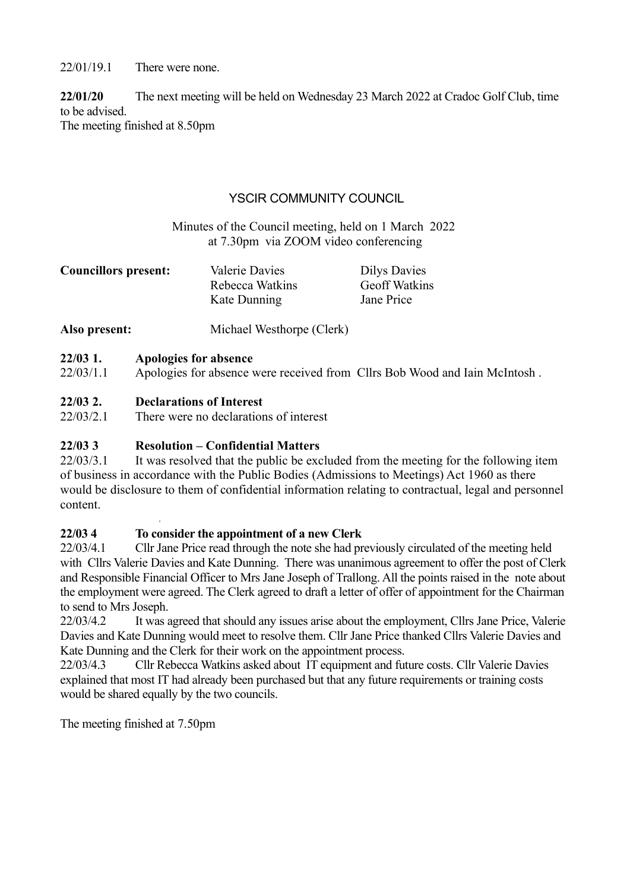22/01/19.1 There were none.

**22/01/20** The next meeting will be held on Wednesday 23 March 2022 at Cradoc Golf Club, time to be advised.
The meeting finished at 8.50pm

## YSCIR COMMUNITY COUNCIL

Minutes of the Council meeting, held on 1 March 2022
at 7.30pm via ZOOM video conferencing

| **Councillors present:** | Valerie Davies | Dilys Davies |
|---|---|---|
| | Rebecca Watkins | Geoff Watkins |
| | Kate Dunning | Jane Price |

**Also present:** Michael Westhorpe (Clerk)

**22/03 1. Apologies for absence**
22/03/1.1 Apologies for absence were received from Cllrs Bob Wood and Iain McIntosh .

**22/03 2. Declarations of Interest**
22/03/2.1 There were no declarations of interest

**22/03 3 Resolution – Confidential Matters**
22/03/3.1 It was resolved that the public be excluded from the meeting for the following item of business in accordance with the Public Bodies (Admissions to Meetings) Act 1960 as there would be disclosure to them of confidential information relating to contractual, legal and personnel content.

**22/03 4 To consider the appointment of a new Clerk**
22/03/4.1 Cllr Jane Price read through the note she had previously circulated of the meeting held with Cllrs Valerie Davies and Kate Dunning. There was unanimous agreement to offer the post of Clerk and Responsible Financial Officer to Mrs Jane Joseph of Trallong. All the points raised in the note about the employment were agreed. The Clerk agreed to draft a letter of offer of appointment for the Chairman to send to Mrs Joseph.
22/03/4.2 It was agreed that should any issues arise about the employment, Cllrs Jane Price, Valerie Davies and Kate Dunning would meet to resolve them. Cllr Jane Price thanked Cllrs Valerie Davies and Kate Dunning and the Clerk for their work on the appointment process.
22/03/4.3 Cllr Rebecca Watkins asked about IT equipment and future costs. Cllr Valerie Davies explained that most IT had already been purchased but that any future requirements or training costs would be shared equally by the two councils.

The meeting finished at 7.50pm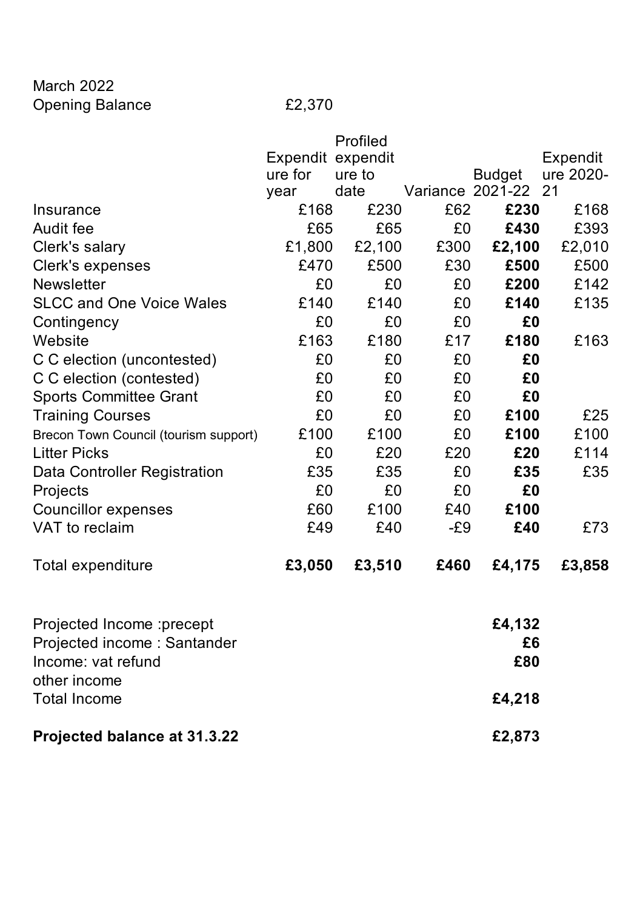March 2022
Opening Balance £2,370

| | Expenditure for year | Profiled expenditure to date | Variance | Budget 2021-22 | Expenditure 2020-21 |
|---|---|---|---|---|---|
| Insurance | £168 | £230 | £62 | **£230** | £168 |
| Audit fee | £65 | £65 | £0 | **£430** | £393 |
| Clerk's salary | £1,800 | £2,100 | £300 | **£2,100** | £2,010 |
| Clerk's expenses | £470 | £500 | £30 | **£500** | £500 |
| Newsletter | £0 | £0 | £0 | **£200** | £142 |
| SLCC and One Voice Wales | £140 | £140 | £0 | **£140** | £135 |
| Contingency | £0 | £0 | £0 | **£0** | |
| Website | £163 | £180 | £17 | **£180** | £163 |
| C C election (uncontested) | £0 | £0 | £0 | **£0** | |
| C C election (contested) | £0 | £0 | £0 | **£0** | |
| Sports Committee Grant | £0 | £0 | £0 | **£0** | |
| Training Courses | £0 | £0 | £0 | **£100** | £25 |
| Brecon Town Council (tourism support) | £100 | £100 | £0 | **£100** | £100 |
| Litter Picks | £0 | £20 | £20 | **£20** | £114 |
| Data Controller Registration | £35 | £35 | £0 | **£35** | £35 |
| Projects | £0 | £0 | £0 | **£0** | |
| Councillor expenses | £60 | £100 | £40 | **£100** | |
| VAT to reclaim | £49 | £40 | -£9 | **£40** | £73 |
| Total expenditure | **£3,050** | **£3,510** | **£460** | **£4,175** | **£3,858** |
| | | | | | |
| Projected Income :precept | | | | **£4,132** | |
| Projected income : Santander | | | | **£6** | |
| Income: vat refund | | | | **£80** | |
| other income | | | | | |
| Total Income | | | | **£4,218** | |
| | | | | | |
| **Projected balance at 31.3.22** | | | | **£2,873** | |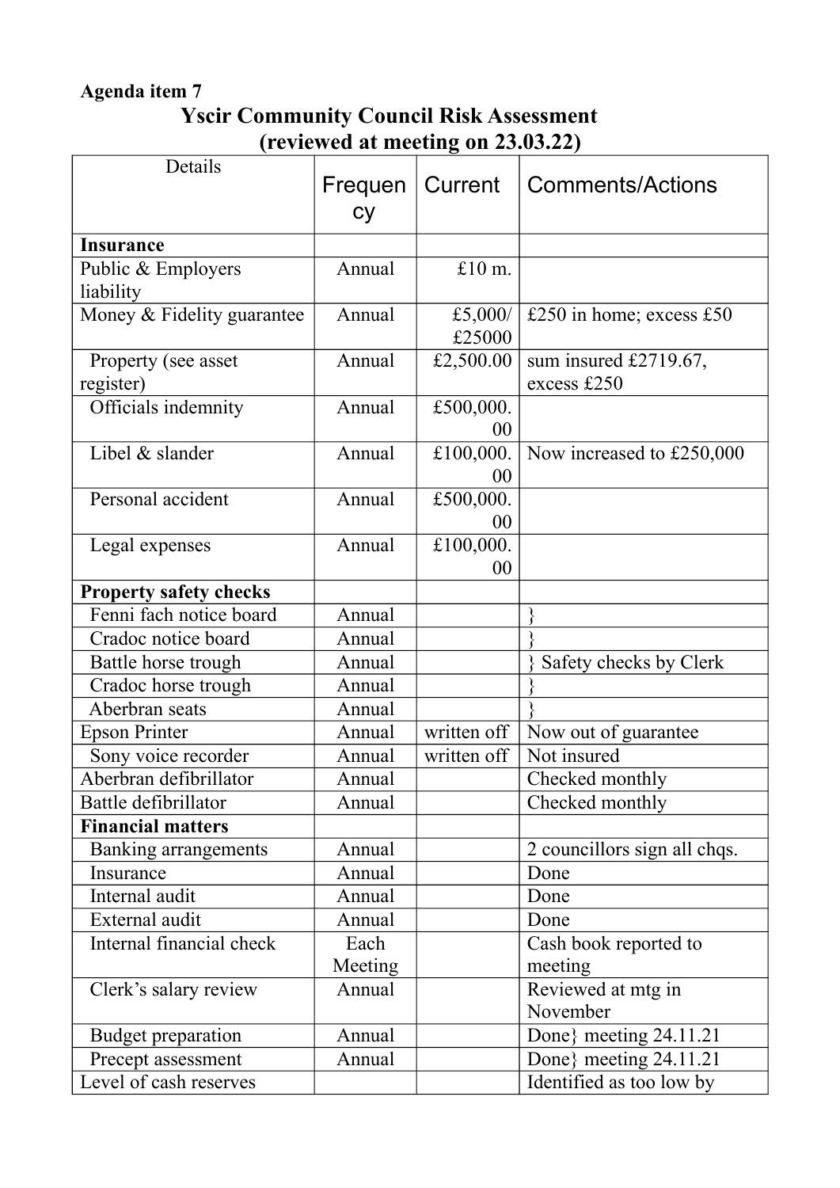**Agenda item 7**

# Yscir Community Council Risk Assessment
## (reviewed at meeting on 23.03.22)

| Details | Frequency | Current | Comments/Actions |
|---|---|---|---|
| **Insurance** | | | |
| Public & Employers liability | Annual | £10 m. | |
| Money & Fidelity guarantee | Annual | £5,000/ £25000 | £250 in home; excess £50 |
| Property (see asset register) | Annual | £2,500.00 | sum insured £2719.67, excess £250 |
| Officials indemnity | Annual | £500,000.00 | |
| Libel & slander | Annual | £100,000.00 | Now increased to £250,000 |
| Personal accident | Annual | £500,000.00 | |
| Legal expenses | Annual | £100,000.00 | |
| **Property safety checks** | | | |
| Fenni fach notice board | Annual | | } |
| Cradoc notice board | Annual | | } |
| Battle horse trough | Annual | | } Safety checks by Clerk |
| Cradoc horse trough | Annual | | } |
| Aberbran seats | Annual | | } |
| Epson Printer | Annual | written off | Now out of guarantee |
| Sony voice recorder | Annual | written off | Not insured |
| Aberbran defibrillator | Annual | | Checked monthly |
| Battle defibrillator | Annual | | Checked monthly |
| **Financial matters** | | | |
| Banking arrangements | Annual | | 2 councillors sign all chqs. |
| Insurance | Annual | | Done |
| Internal audit | Annual | | Done |
| External audit | Annual | | Done |
| Internal financial check | Each Meeting | | Cash book reported to meeting |
| Clerk's salary review | Annual | | Reviewed at mtg in November |
| Budget preparation | Annual | | Done} meeting 24.11.21 |
| Precept assessment | Annual | | Done} meeting 24.11.21 |
| Level of cash reserves | | | Identified as too low by |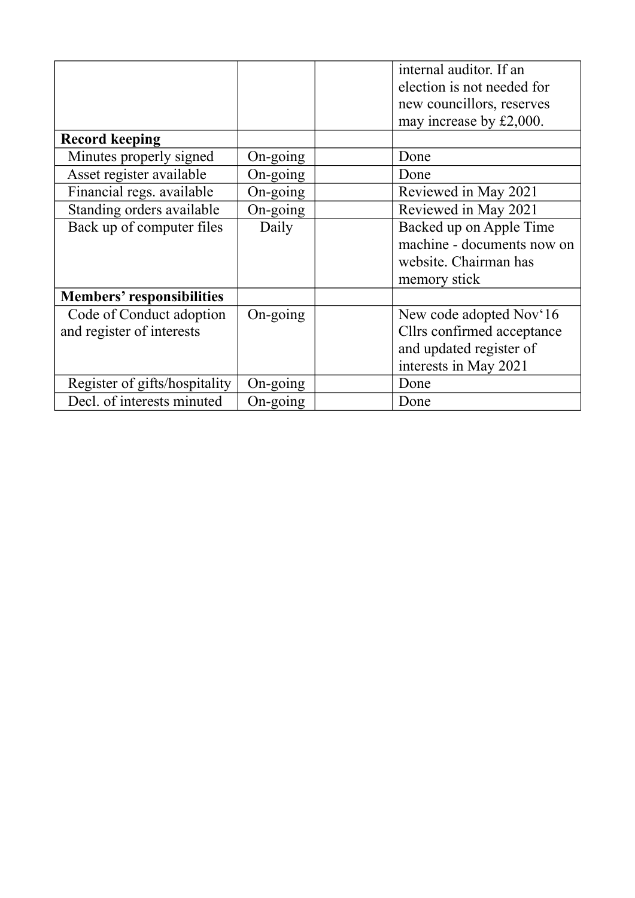| | | | |
|---|---|---|---|
| | | | internal auditor. If an election is not needed for new councillors, reserves may increase by £2,000. |
| **Record keeping** | | | |
| Minutes properly signed | On-going | | Done |
| Asset register available | On-going | | Done |
| Financial regs. available | On-going | | Reviewed in May 2021 |
| Standing orders available | On-going | | Reviewed in May 2021 |
| Back up of computer files | Daily | | Backed up on Apple Time machine - documents now on website. Chairman has memory stick |
| **Members' responsibilities** | | | |
| Code of Conduct adoption and register of interests | On-going | | New code adopted Nov'16 Cllrs confirmed acceptance and updated register of interests in May 2021 |
| Register of gifts/hospitality | On-going | | Done |
| Decl. of interests minuted | On-going | | Done |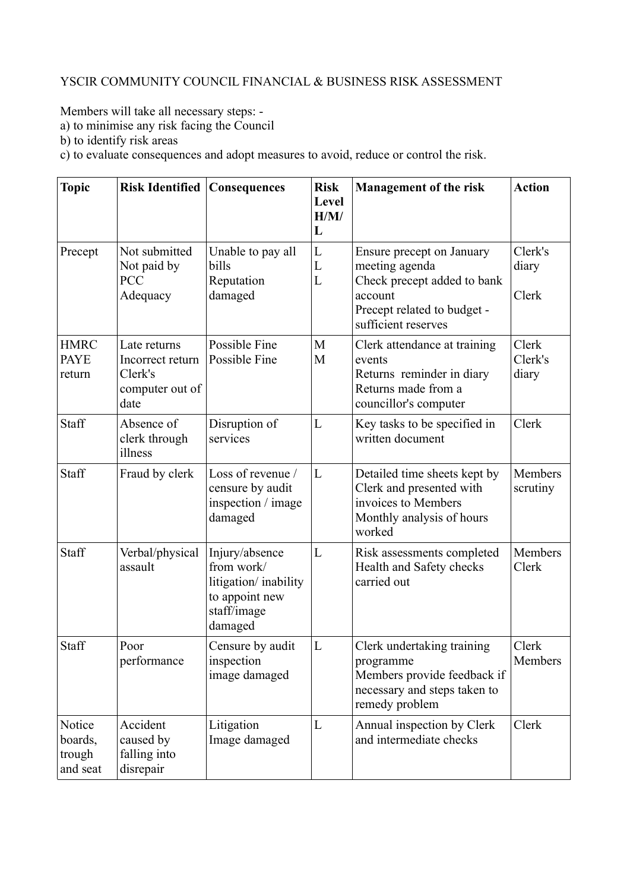YSCIR COMMUNITY COUNCIL FINANCIAL & BUSINESS RISK ASSESSMENT

Members will take all necessary steps: -

a) to minimise any risk facing the Council

b) to identify risk areas

c) to evaluate consequences and adopt measures to avoid, reduce or control the risk.

| Topic | Risk Identified | Consequences | Risk Level H/M/L | Management of the risk | Action |
|---|---|---|---|---|---|
| Precept | Not submitted<br>Not paid by PCC<br>Adequacy | Unable to pay all bills<br>Reputation damaged | L<br>L<br>L | Ensure precept on January meeting agenda<br>Check precept added to bank account<br>Precept related to budget - sufficient reserves | Clerk's diary<br><br>Clerk |
| HMRC PAYE return | Late returns<br>Incorrect return<br>Clerk's computer out of date | Possible Fine<br>Possible Fine | M<br>M | Clerk attendance at training events<br>Returns reminder in diary<br>Returns made from a councillor's computer | Clerk<br>Clerk's diary |
| Staff | Absence of clerk through illness | Disruption of services | L | Key tasks to be specified in written document | Clerk |
| Staff | Fraud by clerk | Loss of revenue / censure by audit inspection / image damaged | L | Detailed time sheets kept by Clerk and presented with invoices to Members<br>Monthly analysis of hours worked | Members scrutiny |
| Staff | Verbal/physical assault | Injury/absence from work/ litigation/ inability to appoint new staff/image damaged | L | Risk assessments completed<br>Health and Safety checks carried out | Members<br>Clerk |
| Staff | Poor performance | Censure by audit inspection<br>image damaged | L | Clerk undertaking training programme<br>Members provide feedback if necessary and steps taken to remedy problem | Clerk<br>Members |
| Notice boards, trough and seat | Accident caused by falling into disrepair | Litigation<br>Image damaged | L | Annual inspection by Clerk and intermediate checks | Clerk |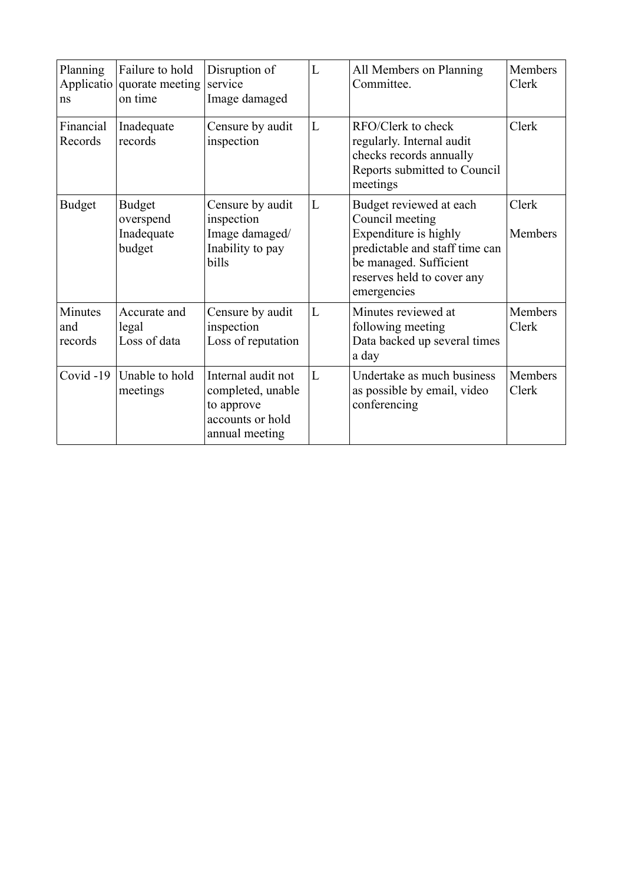| Planning Applications | Failure to hold quorate meeting on time | Disruption of service<br>Image damaged | L | All Members on Planning Committee. | Members<br>Clerk |
|---|---|---|---|---|---|
| Financial Records | Inadequate records | Censure by audit inspection | L | RFO/Clerk to check regularly. Internal audit checks records annually<br>Reports submitted to Council meetings | Clerk |
| Budget | Budget overspend<br>Inadequate budget | Censure by audit inspection<br>Image damaged/<br>Inability to pay bills | L | Budget reviewed at each Council meeting<br>Expenditure is highly predictable and staff time can be managed. Sufficient reserves held to cover any emergencies | Clerk<br><br>Members |
| Minutes and records | Accurate and legal<br>Loss of data | Censure by audit inspection<br>Loss of reputation | L | Minutes reviewed at following meeting<br>Data backed up several times a day | Members<br>Clerk |
| Covid -19 | Unable to hold meetings | Internal audit not completed, unable to approve accounts or hold annual meeting | L | Undertake as much business as possible by email, video conferencing | Members<br>Clerk |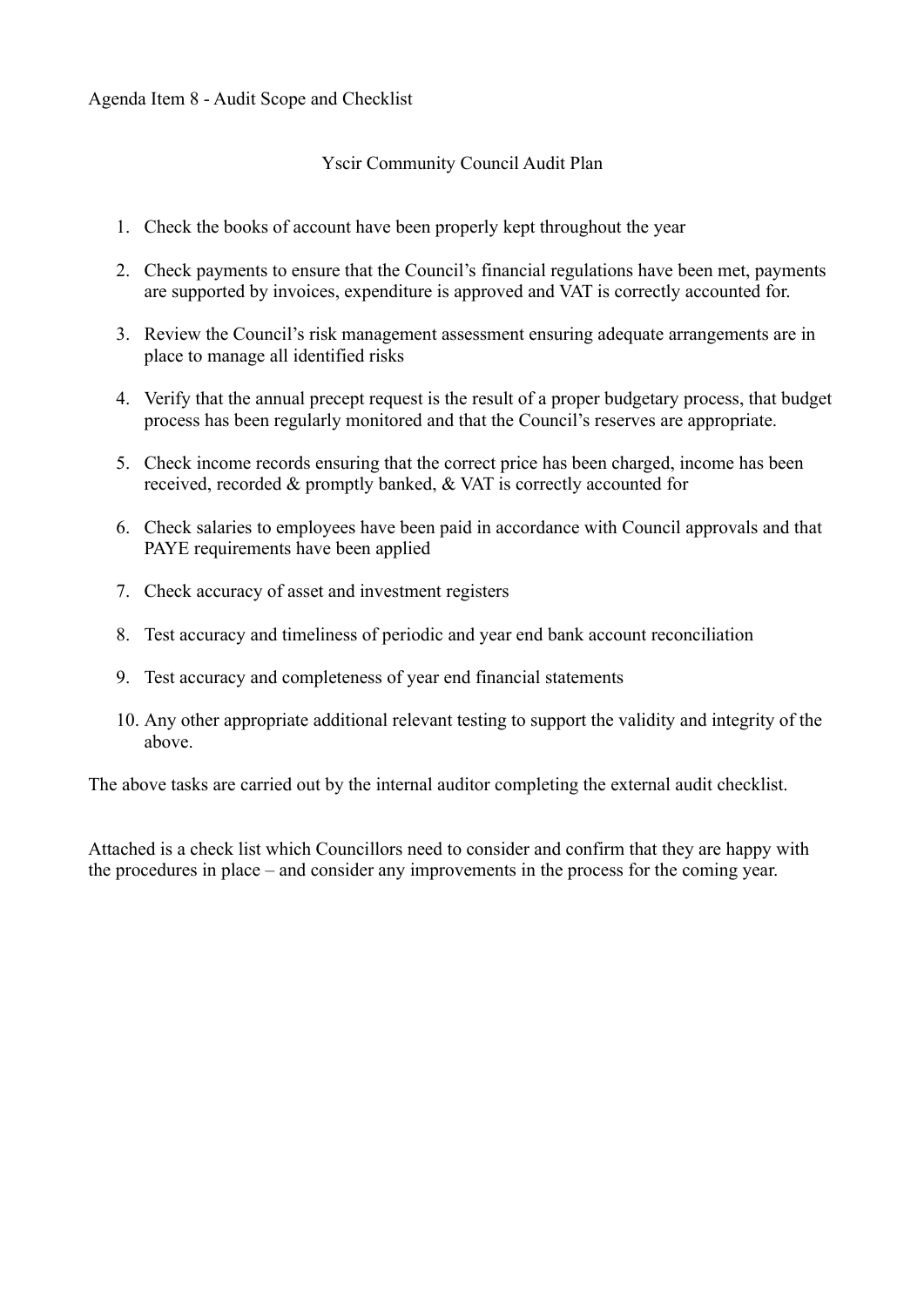Agenda Item 8 - Audit Scope and Checklist

## Yscir Community Council Audit Plan

1. Check the books of account have been properly kept throughout the year

2. Check payments to ensure that the Council's financial regulations have been met, payments are supported by invoices, expenditure is approved and VAT is correctly accounted for.

3. Review the Council's risk management assessment ensuring adequate arrangements are in place to manage all identified risks

4. Verify that the annual precept request is the result of a proper budgetary process, that budget process has been regularly monitored and that the Council's reserves are appropriate.

5. Check income records ensuring that the correct price has been charged, income has been received, recorded & promptly banked, & VAT is correctly accounted for

6. Check salaries to employees have been paid in accordance with Council approvals and that PAYE requirements have been applied

7. Check accuracy of asset and investment registers

8. Test accuracy and timeliness of periodic and year end bank account reconciliation

9. Test accuracy and completeness of year end financial statements

10. Any other appropriate additional relevant testing to support the validity and integrity of the above.

The above tasks are carried out by the internal auditor completing the external audit checklist.

Attached is a check list which Councillors need to consider and confirm that they are happy with the procedures in place – and consider any improvements in the process for the coming year.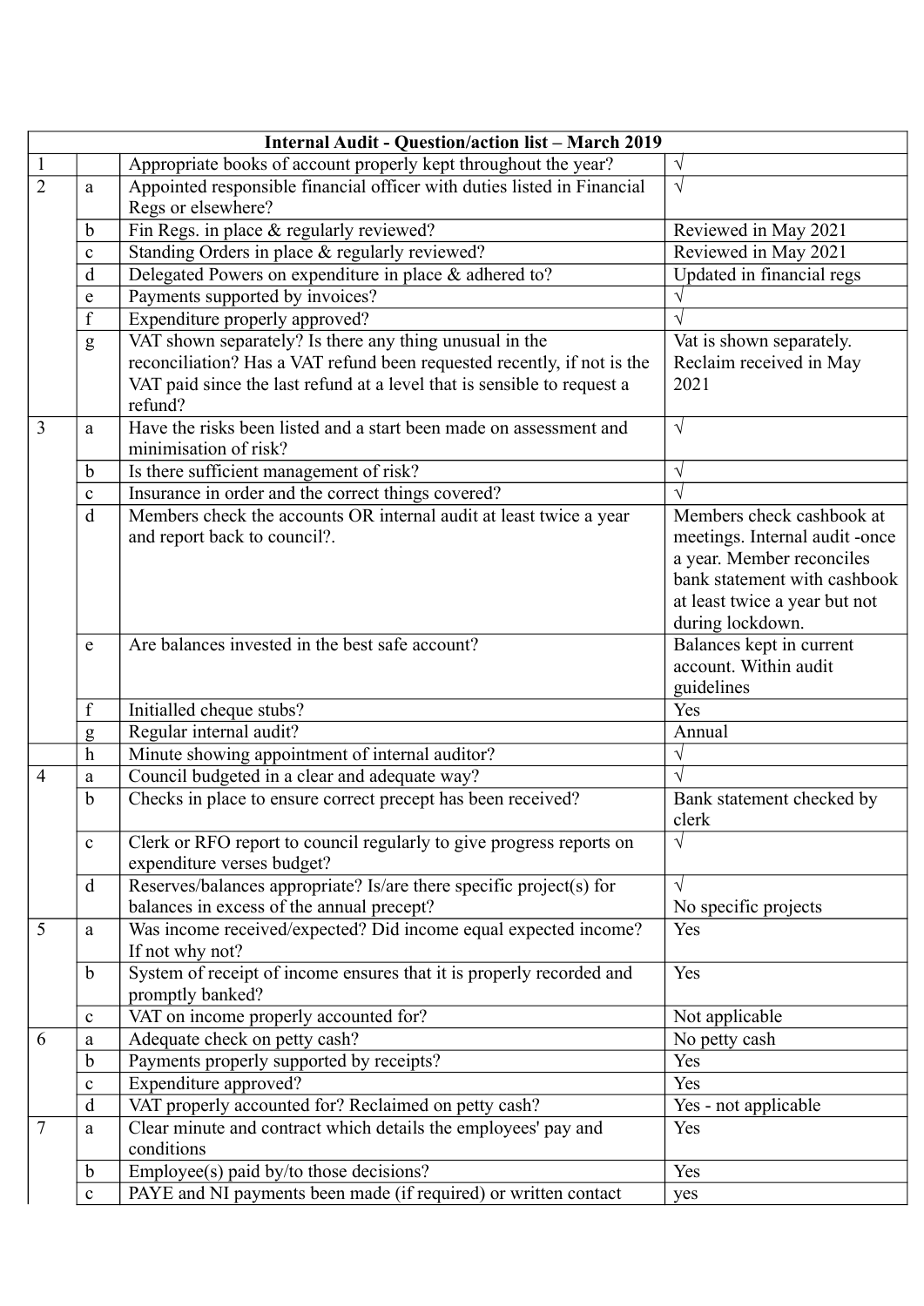| Internal Audit - Question/action list – March 2019 | | | |
|---|---|---|---|
| 1 | | Appropriate books of account properly kept throughout the year? | √ |
| 2 | a | Appointed responsible financial officer with duties listed in Financial Regs or elsewhere? | √ |
| | b | Fin Regs. in place & regularly reviewed? | Reviewed in May 2021 |
| | c | Standing Orders in place & regularly reviewed? | Reviewed in May 2021 |
| | d | Delegated Powers on expenditure in place & adhered to? | Updated in financial regs |
| | e | Payments supported by invoices? | √ |
| | f | Expenditure properly approved? | √ |
| | g | VAT shown separately? Is there any thing unusual in the reconciliation? Has a VAT refund been requested recently, if not is the VAT paid since the last refund at a level that is sensible to request a refund? | Vat is shown separately. Reclaim received in May 2021 |
| 3 | a | Have the risks been listed and a start been made on assessment and minimisation of risk? | √ |
| | b | Is there sufficient management of risk? | √ |
| | c | Insurance in order and the correct things covered? | √ |
| | d | Members check the accounts OR internal audit at least twice a year and report back to council?. | Members check cashbook at meetings. Internal audit -once a year. Member reconciles bank statement with cashbook at least twice a year but not during lockdown. |
| | e | Are balances invested in the best safe account? | Balances kept in current account. Within audit guidelines |
| | f | Initialled cheque stubs? | Yes |
| | g | Regular internal audit? | Annual |
| | h | Minute showing appointment of internal auditor? | √ |
| 4 | a | Council budgeted in a clear and adequate way? | √ |
| | b | Checks in place to ensure correct precept has been received? | Bank statement checked by clerk |
| | c | Clerk or RFO report to council regularly to give progress reports on expenditure verses budget? | √ |
| | d | Reserves/balances appropriate? Is/are there specific project(s) for balances in excess of the annual precept? | √<br>No specific projects |
| 5 | a | Was income received/expected? Did income equal expected income? If not why not? | Yes |
| | b | System of receipt of income ensures that it is properly recorded and promptly banked? | Yes |
| | c | VAT on income properly accounted for? | Not applicable |
| 6 | a | Adequate check on petty cash? | No petty cash |
| | b | Payments properly supported by receipts? | Yes |
| | c | Expenditure approved? | Yes |
| | d | VAT properly accounted for? Reclaimed on petty cash? | Yes - not applicable |
| 7 | a | Clear minute and contract which details the employees' pay and conditions | Yes |
| | b | Employee(s) paid by/to those decisions? | Yes |
| | c | PAYE and NI payments been made (if required) or written contact | yes |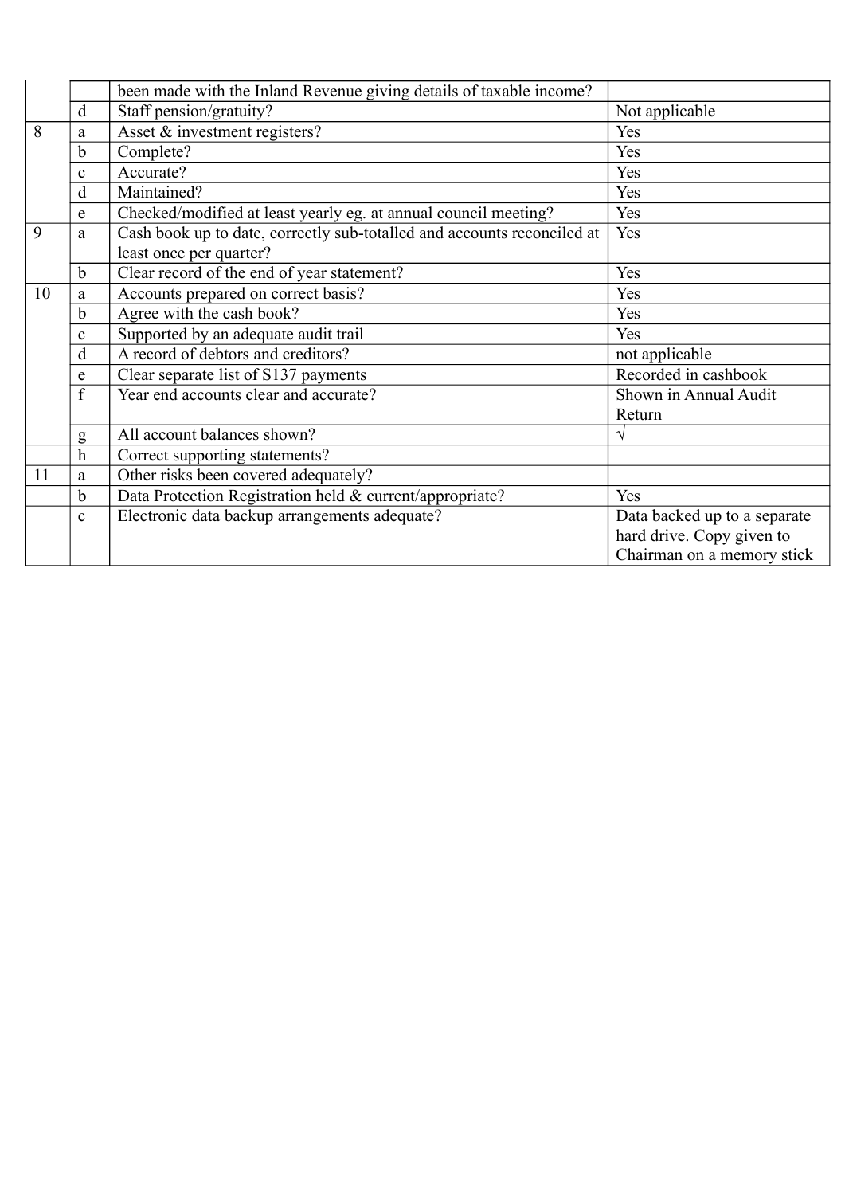| | | | |
|---|---|---|---|
| | | been made with the Inland Revenue giving details of taxable income? | |
| | d | Staff pension/gratuity? | Not applicable |
| 8 | a | Asset & investment registers? | Yes |
| | b | Complete? | Yes |
| | c | Accurate? | Yes |
| | d | Maintained? | Yes |
| | e | Checked/modified at least yearly eg. at annual council meeting? | Yes |
| 9 | a | Cash book up to date, correctly sub-totalled and accounts reconciled at least once per quarter? | Yes |
| | b | Clear record of the end of year statement? | Yes |
| 10 | a | Accounts prepared on correct basis? | Yes |
| | b | Agree with the cash book? | Yes |
| | c | Supported by an adequate audit trail | Yes |
| | d | A record of debtors and creditors? | not applicable |
| | e | Clear separate list of S137 payments | Recorded in cashbook |
| | f | Year end accounts clear and accurate? | Shown in Annual Audit Return |
| | g | All account balances shown? | √ |
| | h | Correct supporting statements? | |
| 11 | a | Other risks been covered adequately? | |
| | b | Data Protection Registration held & current/appropriate? | Yes |
| | c | Electronic data backup arrangements adequate? | Data backed up to a separate hard drive. Copy given to Chairman on a memory stick |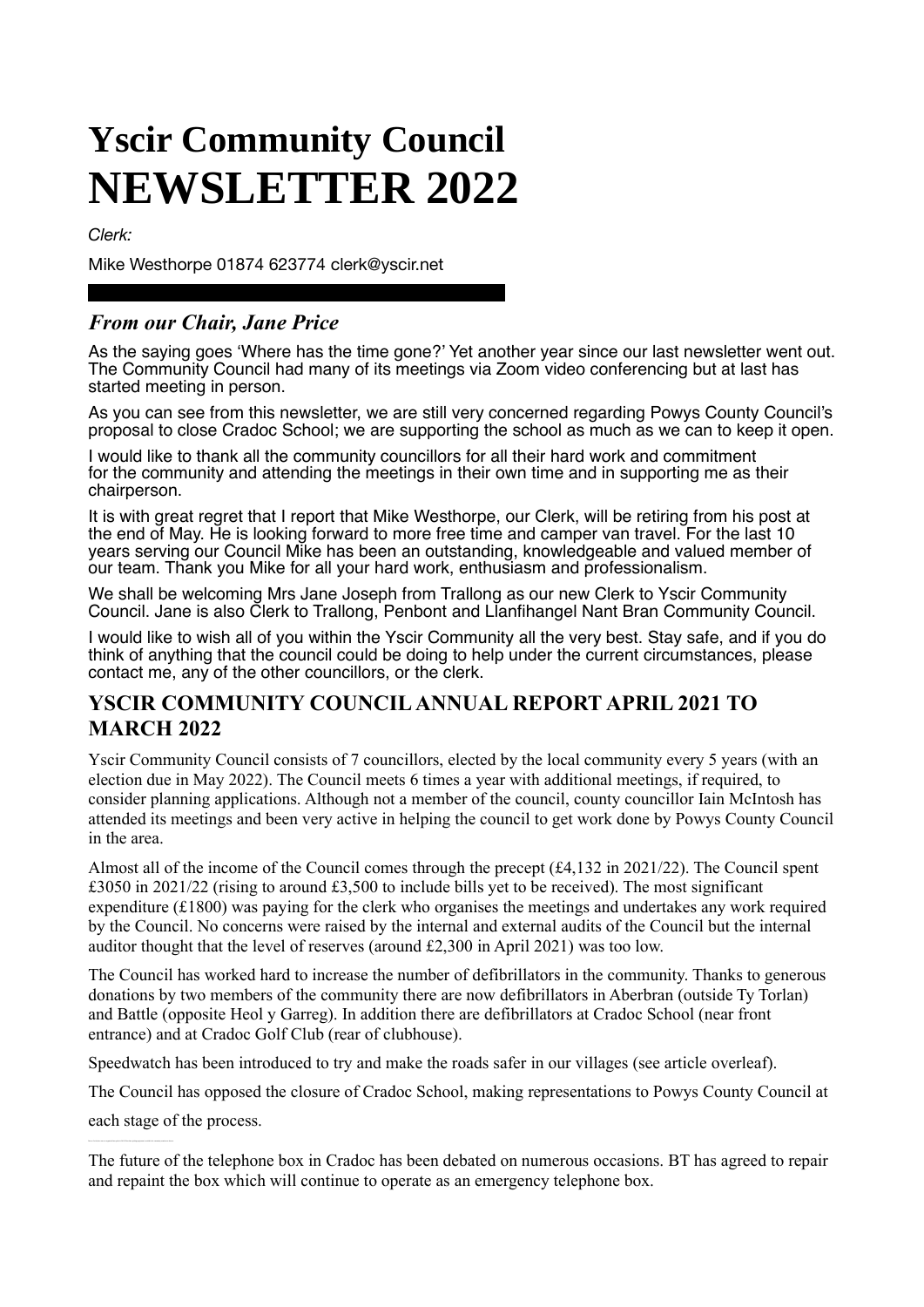# Yscir Community Council
# NEWSLETTER 2022

*Clerk:*

Mike Westhorpe 01874 623774 clerk@yscir.net

## *From our Chair, Jane Price*

As the saying goes 'Where has the time gone?' Yet another year since our last newsletter went out. The Community Council had many of its meetings via Zoom video conferencing but at last has started meeting in person.

As you can see from this newsletter, we are still very concerned regarding Powys County Council's proposal to close Cradoc School; we are supporting the school as much as we can to keep it open.

I would like to thank all the community councillors for all their hard work and commitment for the community and attending the meetings in their own time and in supporting me as their chairperson.

It is with great regret that I report that Mike Westhorpe, our Clerk, will be retiring from his post at the end of May. He is looking forward to more free time and camper van travel. For the last 10 years serving our Council Mike has been an outstanding, knowledgeable and valued member of our team. Thank you Mike for all your hard work, enthusiasm and professionalism.

We shall be welcoming Mrs Jane Joseph from Trallong as our new Clerk to Yscir Community Council. Jane is also Clerk to Trallong, Penbont and Llanfihangel Nant Bran Community Council.

I would like to wish all of you within the Yscir Community all the very best. Stay safe, and if you do think of anything that the council could be doing to help under the current circumstances, please contact me, any of the other councillors, or the clerk.

## YSCIR COMMUNITY COUNCIL ANNUAL REPORT APRIL 2021 TO MARCH 2022

Yscir Community Council consists of 7 councillors, elected by the local community every 5 years (with an election due in May 2022). The Council meets 6 times a year with additional meetings, if required, to consider planning applications. Although not a member of the council, county councillor Iain McIntosh has attended its meetings and been very active in helping the council to get work done by Powys County Council in the area.

Almost all of the income of the Council comes through the precept (£4,132 in 2021/22). The Council spent £3050 in 2021/22 (rising to around £3,500 to include bills yet to be received). The most significant expenditure (£1800) was paying for the clerk who organises the meetings and undertakes any work required by the Council. No concerns were raised by the internal and external audits of the Council but the internal auditor thought that the level of reserves (around £2,300 in April 2021) was too low.

The Council has worked hard to increase the number of defibrillators in the community. Thanks to generous donations by two members of the community there are now defibrillators in Aberbran (outside Ty Torlan) and Battle (opposite Heol y Garreg). In addition there are defibrillators at Cradoc School (near front entrance) and at Cradoc Golf Club (rear of clubhouse).

Speedwatch has been introduced to try and make the roads safer in our villages (see article overleaf).

The Council has opposed the closure of Cradoc School, making representations to Powys County Council at each stage of the process.

The future of the telephone box in Cradoc has been debated on numerous occasions. BT has agreed to repair and repaint the box which will continue to operate as an emergency telephone box.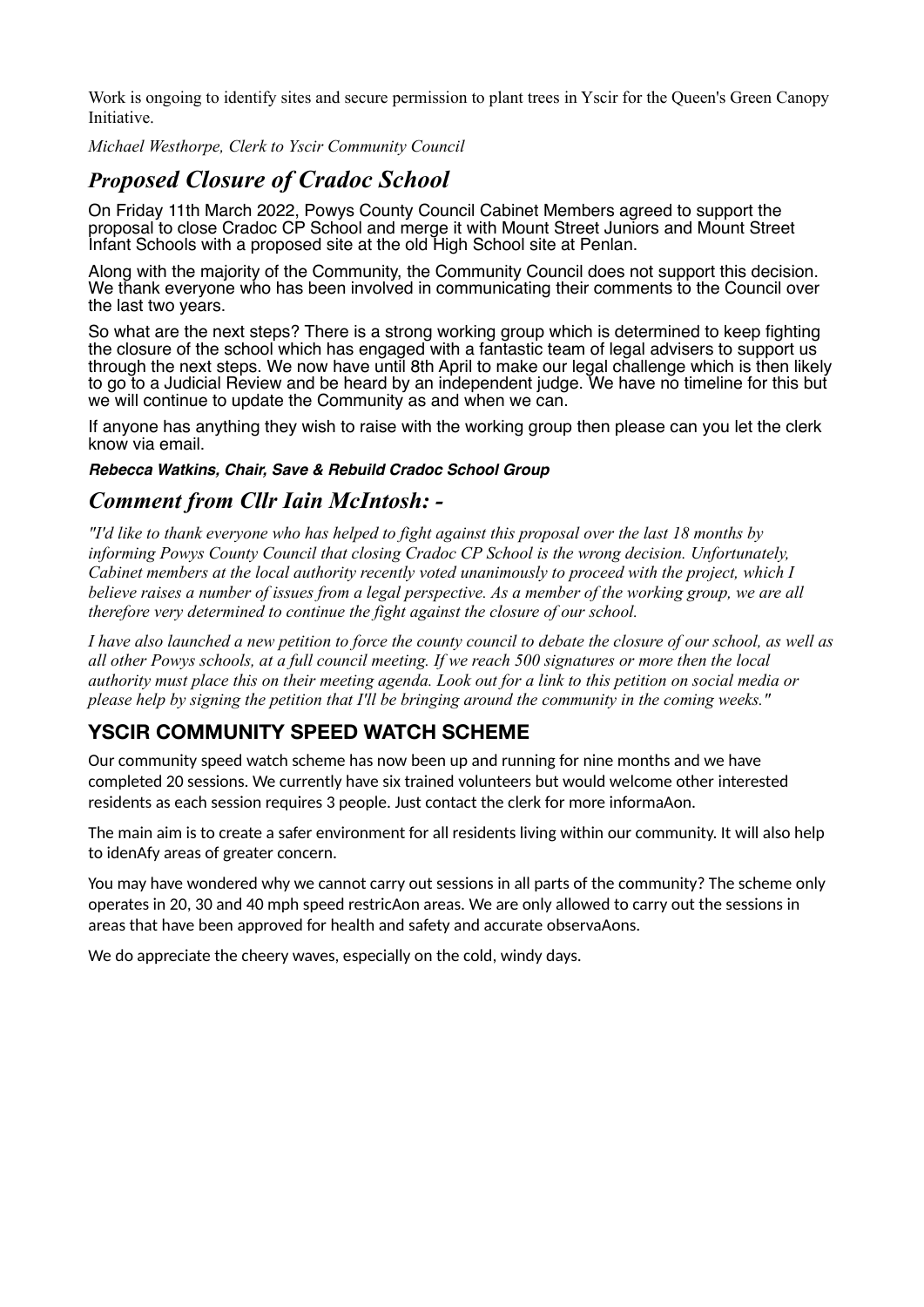Work is ongoing to identify sites and secure permission to plant trees in Yscir for the Queen's Green Canopy Initiative.

*Michael Westhorpe, Clerk to Yscir Community Council*

## *Proposed Closure of Cradoc School*

On Friday 11th March 2022, Powys County Council Cabinet Members agreed to support the proposal to close Cradoc CP School and merge it with Mount Street Juniors and Mount Street Infant Schools with a proposed site at the old High School site at Penlan.

Along with the majority of the Community, the Community Council does not support this decision. We thank everyone who has been involved in communicating their comments to the Council over the last two years.

So what are the next steps? There is a strong working group which is determined to keep fighting the closure of the school which has engaged with a fantastic team of legal advisers to support us through the next steps. We now have until 8th April to make our legal challenge which is then likely to go to a Judicial Review and be heard by an independent judge. We have no timeline for this but we will continue to update the Community as and when we can.

If anyone has anything they wish to raise with the working group then please can you let the clerk know via email.

***Rebecca Watkins, Chair, Save & Rebuild Cradoc School Group***

## *Comment from Cllr Iain McIntosh: -*

*"I'd like to thank everyone who has helped to fight against this proposal over the last 18 months by informing Powys County Council that closing Cradoc CP School is the wrong decision. Unfortunately, Cabinet members at the local authority recently voted unanimously to proceed with the project, which I believe raises a number of issues from a legal perspective. As a member of the working group, we are all therefore very determined to continue the fight against the closure of our school.*

*I have also launched a new petition to force the county council to debate the closure of our school, as well as all other Powys schools, at a full council meeting. If we reach 500 signatures or more then the local authority must place this on their meeting agenda. Look out for a link to this petition on social media or please help by signing the petition that I'll be bringing around the community in the coming weeks."*

## YSCIR COMMUNITY SPEED WATCH SCHEME

Our community speed watch scheme has now been up and running for nine months and we have completed 20 sessions. We currently have six trained volunteers but would welcome other interested residents as each session requires 3 people. Just contact the clerk for more informaAon.

The main aim is to create a safer environment for all residents living within our community. It will also help to idenAfy areas of greater concern.

You may have wondered why we cannot carry out sessions in all parts of the community? The scheme only operates in 20, 30 and 40 mph speed restricAon areas. We are only allowed to carry out the sessions in areas that have been approved for health and safety and accurate observaAons.

We do appreciate the cheery waves, especially on the cold, windy days.